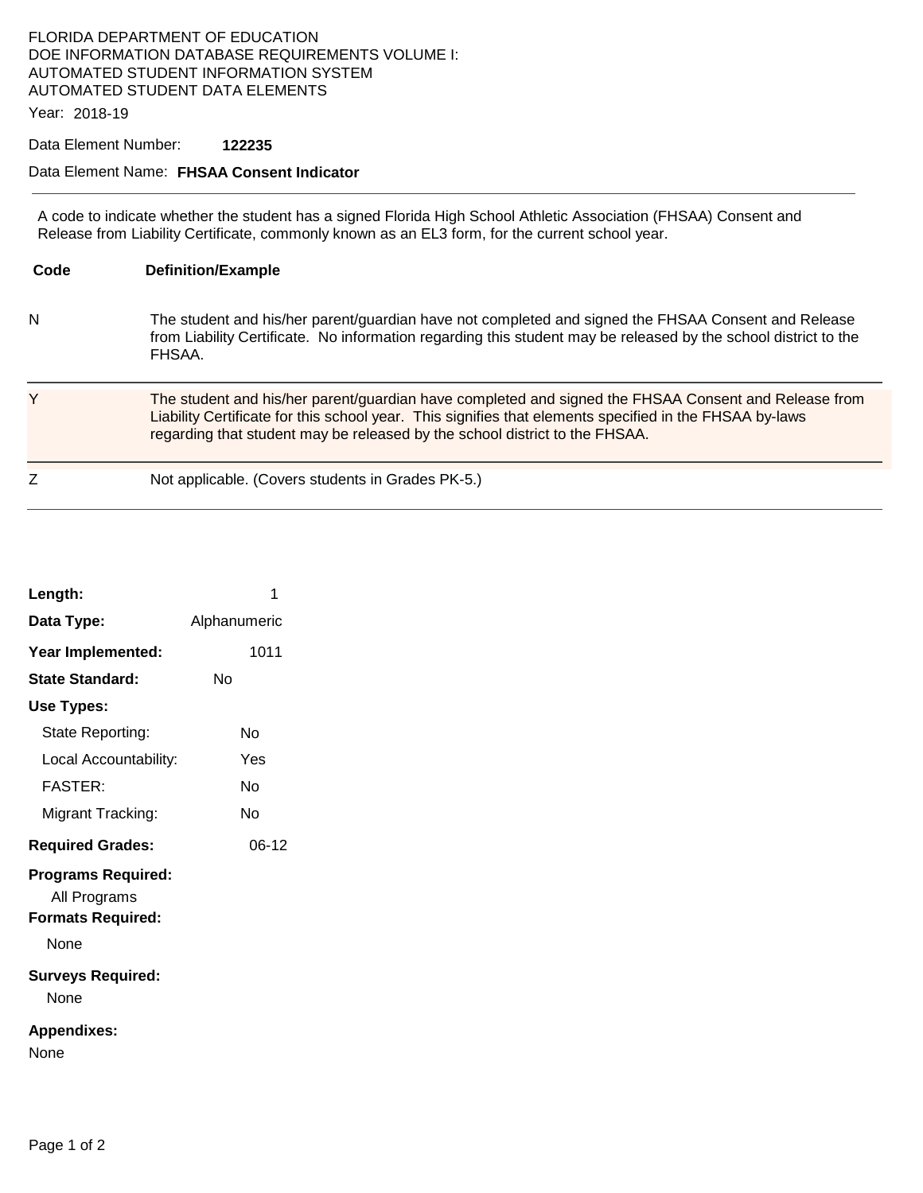FLORIDA DEPARTMENT OF EDUCATION
DOE INFORMATION DATABASE REQUIREMENTS VOLUME I:
AUTOMATED STUDENT INFORMATION SYSTEM
AUTOMATED STUDENT DATA ELEMENTS

Year: 2018-19

Data Element Number: **122235**

Data Element Name: **FHSAA Consent Indicator**

---

A code to indicate whether the student has a signed Florida High School Athletic Association (FHSAA) Consent and Release from Liability Certificate, commonly known as an EL3 form, for the current school year.

| Code | Definition/Example |
|---|---|
| N | The student and his/her parent/guardian have not completed and signed the FHSAA Consent and Release from Liability Certificate. No information regarding this student may be released by the school district to the FHSAA. |
| Y | The student and his/her parent/guardian have completed and signed the FHSAA Consent and Release from Liability Certificate for this school year. This signifies that elements specified in the FHSAA by-laws regarding that student may be released by the school district to the FHSAA. |
| Z | Not applicable. (Covers students in Grades PK-5.) |

**Length:** 1

**Data Type:** Alphanumeric

**Year Implemented:** 1011

**State Standard:** No

**Use Types:**

- State Reporting: No
- Local Accountability: Yes
- FASTER: No
- Migrant Tracking: No

**Required Grades:** 06-12

**Programs Required:**

All Programs

**Formats Required:**

None

**Surveys Required:**

None

**Appendixes:**

None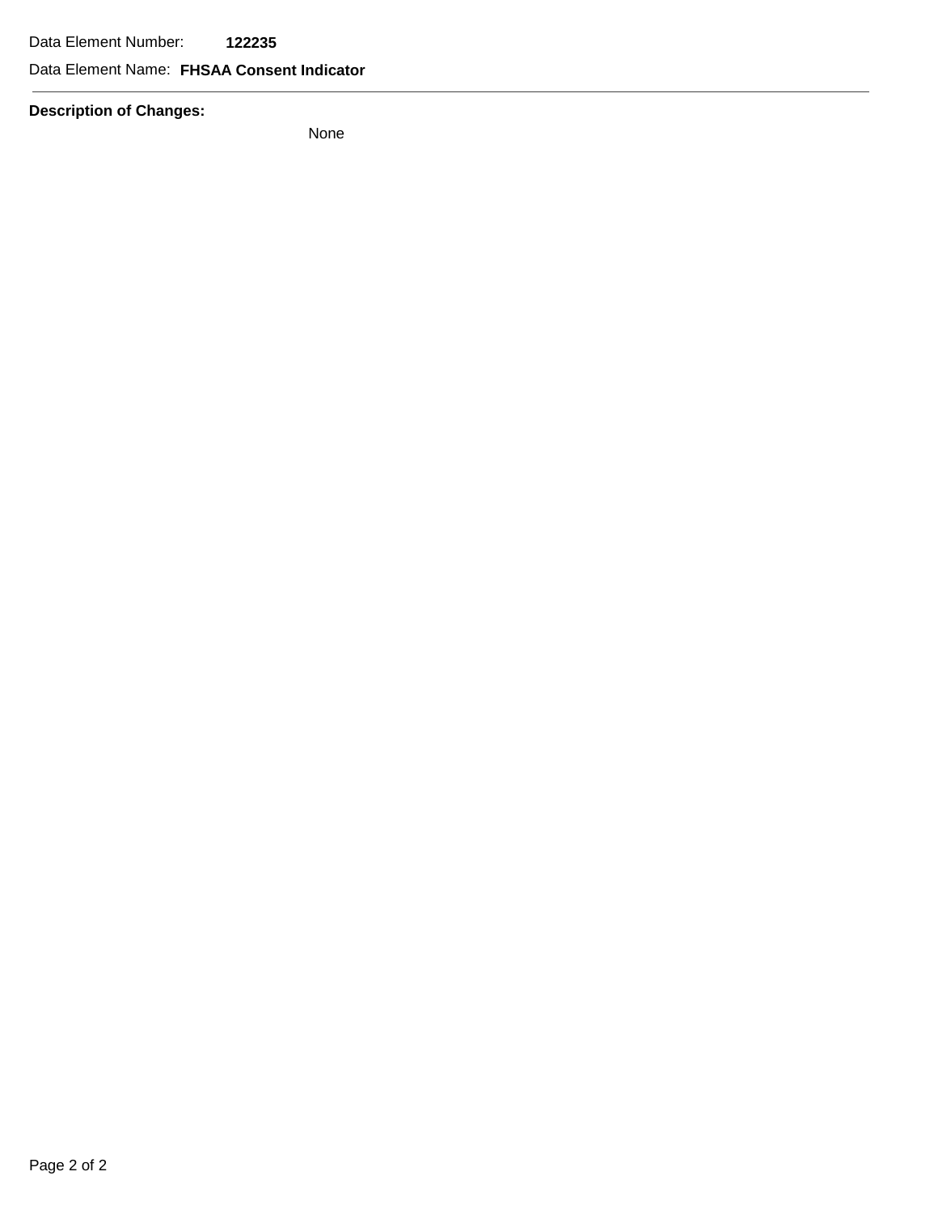Data Element Number: **122235**

Data Element Name: **FHSAA Consent Indicator**

---

**Description of Changes:**

None